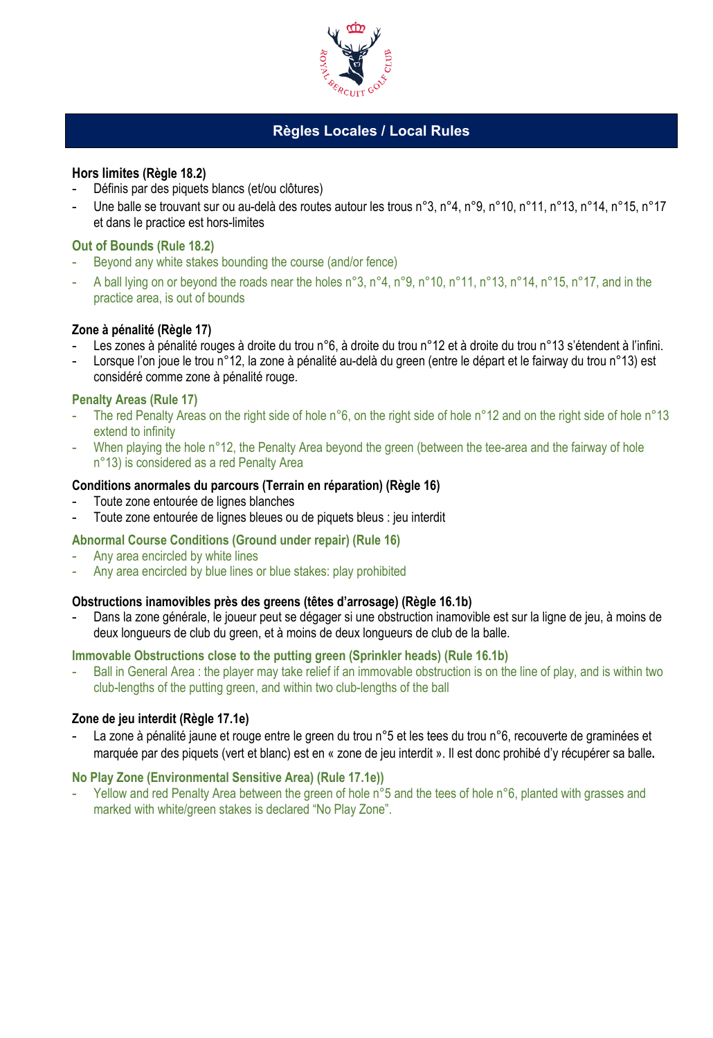# Règles Locales / Local Rules

**Hors limites (Règle 18.2)**

- Définis par des piquets blancs (et/ou clôtures)
- Une balle se trouvant sur ou au-delà des routes autour les trous n°3, n°4, n°9, n°10, n°11, n°13, n°14, n°15, n°17 et dans le practice est hors-limites

**Out of Bounds (Rule 18.2)**

- Beyond any white stakes bounding the course (and/or fence)
- A ball lying on or beyond the roads near the holes n°3, n°4, n°9, n°10, n°11, n°13, n°14, n°15, n°17, and in the practice area, is out of bounds

**Zone à pénalité (Règle 17)**

- Les zones à pénalité rouges à droite du trou n°6, à droite du trou n°12 et à droite du trou n°13 s'étendent à l'infini.
- Lorsque l'on joue le trou n°12, la zone à pénalité au-delà du green (entre le départ et le fairway du trou n°13) est considéré comme zone à pénalité rouge.

**Penalty Areas (Rule 17)**

- The red Penalty Areas on the right side of hole n°6, on the right side of hole n°12 and on the right side of hole n°13 extend to infinity
- When playing the hole n°12, the Penalty Area beyond the green (between the tee-area and the fairway of hole n°13) is considered as a red Penalty Area

**Conditions anormales du parcours (Terrain en réparation) (Règle 16)**

- Toute zone entourée de lignes blanches
- Toute zone entourée de lignes bleues ou de piquets bleus : jeu interdit

**Abnormal Course Conditions (Ground under repair) (Rule 16)**

- Any area encircled by white lines
- Any area encircled by blue lines or blue stakes: play prohibited

**Obstructions inamovibles près des greens (têtes d'arrosage) (Règle 16.1b)**

- Dans la zone générale, le joueur peut se dégager si une obstruction inamovible est sur la ligne de jeu, à moins de deux longueurs de club du green, et à moins de deux longueurs de club de la balle.

**Immovable Obstructions close to the putting green (Sprinkler heads) (Rule 16.1b)**

- Ball in General Area : the player may take relief if an immovable obstruction is on the line of play, and is within two club-lengths of the putting green, and within two club-lengths of the ball

**Zone de jeu interdit (Règle 17.1e)**

- La zone à pénalité jaune et rouge entre le green du trou n°5 et les tees du trou n°6, recouverte de graminées et marquée par des piquets (vert et blanc) est en « zone de jeu interdit ». Il est donc prohibé d'y récupérer sa balle.

**No Play Zone (Environmental Sensitive Area) (Rule 17.1e))**

- Yellow and red Penalty Area between the green of hole n°5 and the tees of hole n°6, planted with grasses and marked with white/green stakes is declared "No Play Zone".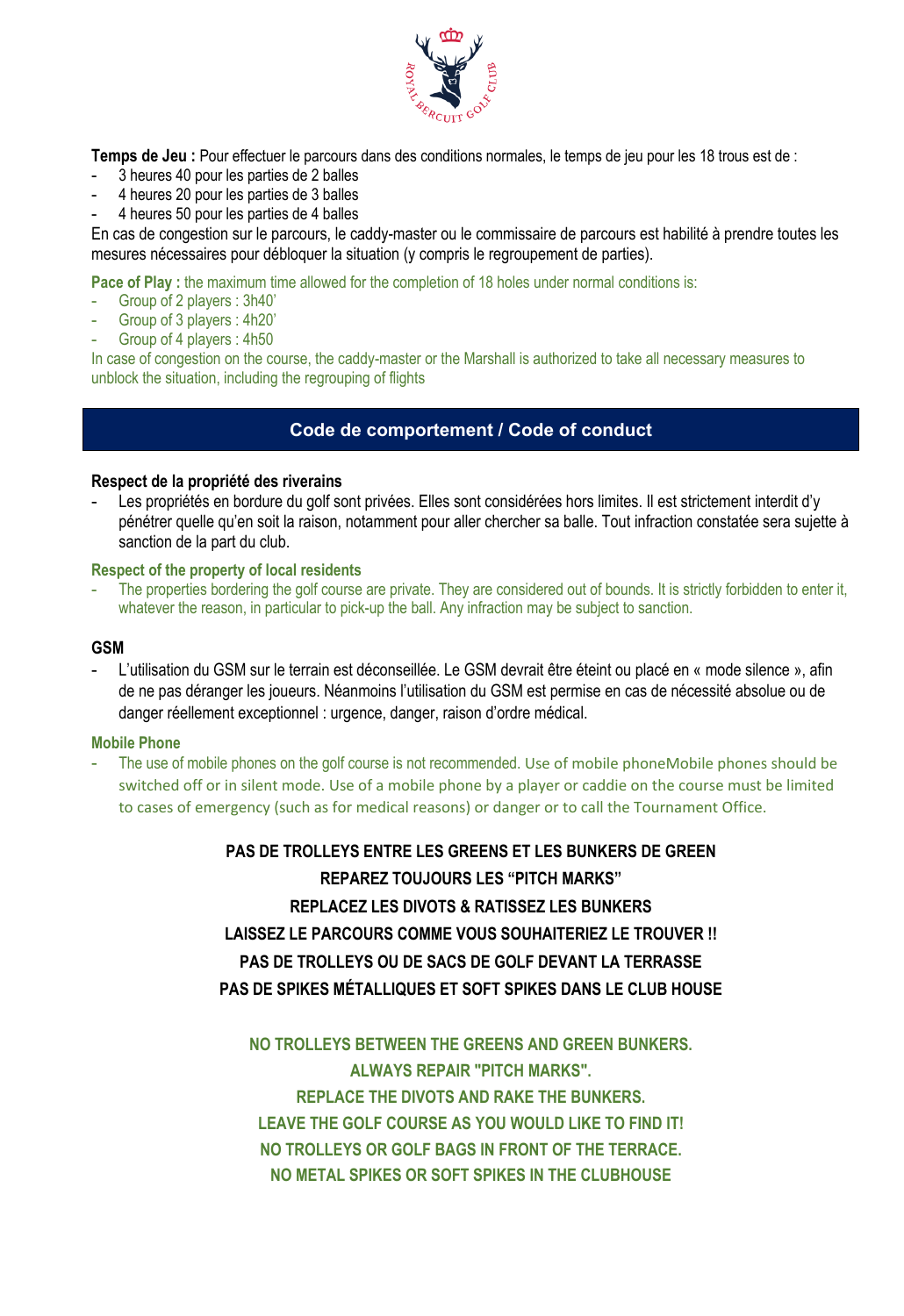**Temps de Jeu :** Pour effectuer le parcours dans des conditions normales, le temps de jeu pour les 18 trous est de :

- 3 heures 40 pour les parties de 2 balles
- 4 heures 20 pour les parties de 3 balles
- 4 heures 50 pour les parties de 4 balles

En cas de congestion sur le parcours, le caddy-master ou le commissaire de parcours est habilité à prendre toutes les mesures nécessaires pour débloquer la situation (y compris le regroupement de parties).

**Pace of Play :** the maximum time allowed for the completion of 18 holes under normal conditions is:

- Group of 2 players : 3h40'
- Group of 3 players : 4h20'
- Group of 4 players : 4h50

In case of congestion on the course, the caddy-master or the Marshall is authorized to take all necessary measures to unblock the situation, including the regrouping of flights

## Code de comportement / Code of conduct

**Respect de la propriété des riverains**

- Les propriétés en bordure du golf sont privées. Elles sont considérées hors limites. Il est strictement interdit d'y pénétrer quelle qu'en soit la raison, notamment pour aller chercher sa balle. Tout infraction constatée sera sujette à sanction de la part du club.

**Respect of the property of local residents**

- The properties bordering the golf course are private. They are considered out of bounds. It is strictly forbidden to enter it, whatever the reason, in particular to pick-up the ball. Any infraction may be subject to sanction.

**GSM**

- L'utilisation du GSM sur le terrain est déconseillée. Le GSM devrait être éteint ou placé en « mode silence », afin de ne pas déranger les joueurs. Néanmoins l'utilisation du GSM est permise en cas de nécessité absolue ou de danger réellement exceptionnel : urgence, danger, raison d'ordre médical.

**Mobile Phone**

- The use of mobile phones on the golf course is not recommended. Use of mobile phoneMobile phones should be switched off or in silent mode. Use of a mobile phone by a player or caddie on the course must be limited to cases of emergency (such as for medical reasons) or danger or to call the Tournament Office.

**PAS DE TROLLEYS ENTRE LES GREENS ET LES BUNKERS DE GREEN**
**REPAREZ TOUJOURS LES "PITCH MARKS"**
**REPLACEZ LES DIVOTS & RATISSEZ LES BUNKERS**
**LAISSEZ LE PARCOURS COMME VOUS SOUHAITERIEZ LE TROUVER !!**
**PAS DE TROLLEYS OU DE SACS DE GOLF DEVANT LA TERRASSE**
**PAS DE SPIKES MÉTALLIQUES ET SOFT SPIKES DANS LE CLUB HOUSE**

**NO TROLLEYS BETWEEN THE GREENS AND GREEN BUNKERS.**
**ALWAYS REPAIR "PITCH MARKS".**
**REPLACE THE DIVOTS AND RAKE THE BUNKERS.**
**LEAVE THE GOLF COURSE AS YOU WOULD LIKE TO FIND IT!**
**NO TROLLEYS OR GOLF BAGS IN FRONT OF THE TERRACE.**
**NO METAL SPIKES OR SOFT SPIKES IN THE CLUBHOUSE**